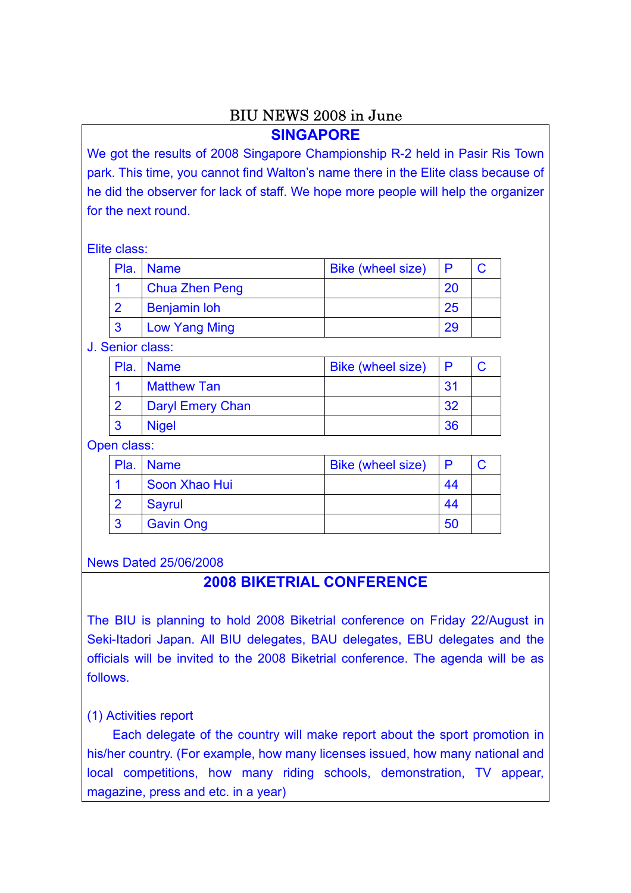# BIU NEWS 2008 in June

## SINGAPORE

We got the results of 2008 Singapore Championship R-2 held in Pasir Ris Town park. This time, you cannot find Walton's name there in the Elite class because of he did the observer for lack of staff. We hope more people will help the organizer for the next round.

Elite class:

| Pla. | Name | Bike (wheel size) | P | C |
|---|---|---|---|---|
| 1 | Chua Zhen Peng | | 20 | |
| 2 | Benjamin loh | | 25 | |
| 3 | Low Yang Ming | | 29 | |

J. Senior class:

| Pla. | Name | Bike (wheel size) | P | C |
|---|---|---|---|---|
| 1 | Matthew Tan | | 31 | |
| 2 | Daryl Emery Chan | | 32 | |
| 3 | Nigel | | 36 | |

Open class:

| Pla. | Name | Bike (wheel size) | P | C |
|---|---|---|---|---|
| 1 | Soon Xhao Hui | | 44 | |
| 2 | Sayrul | | 44 | |
| 3 | Gavin Ong | | 50 | |

News Dated 25/06/2008

## 2008 BIKETRIAL CONFERENCE

The BIU is planning to hold 2008 Biketrial conference on Friday 22/August in Seki-Itadori Japan. All BIU delegates, BAU delegates, EBU delegates and the officials will be invited to the 2008 Biketrial conference. The agenda will be as follows.

(1) Activities report

Each delegate of the country will make report about the sport promotion in his/her country. (For example, how many licenses issued, how many national and local competitions, how many riding schools, demonstration, TV appear, magazine, press and etc. in a year)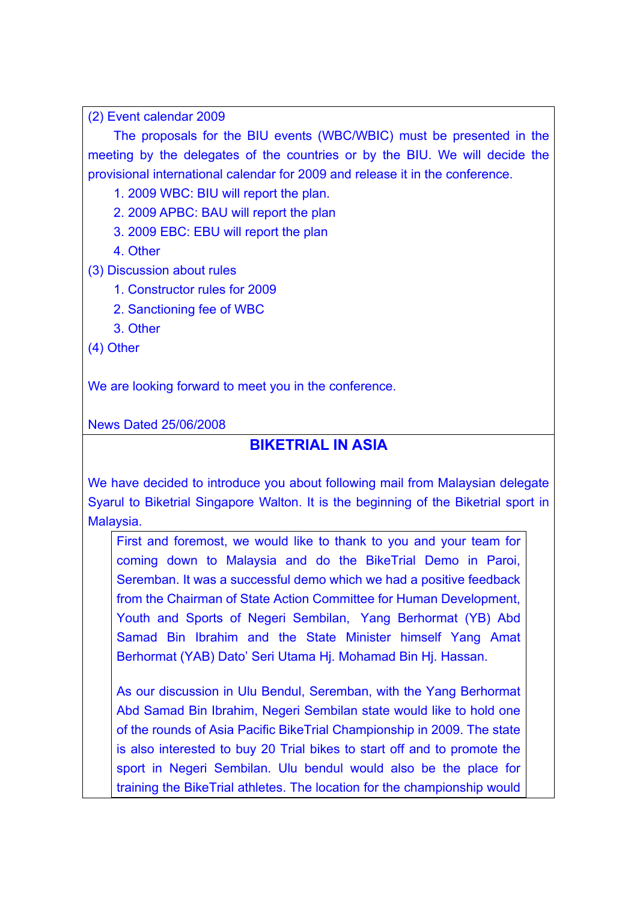(2) Event calendar 2009

The proposals for the BIU events (WBC/WBIC) must be presented in the meeting by the delegates of the countries or by the BIU. We will decide the provisional international calendar for 2009 and release it in the conference.

1. 2009 WBC: BIU will report the plan.
2. 2009 APBC: BAU will report the plan
3. 2009 EBC: EBU will report the plan
4. Other

(3) Discussion about rules

1. Constructor rules for 2009
2. Sanctioning fee of WBC
3. Other

(4) Other

We are looking forward to meet you in the conference.

News Dated 25/06/2008

## BIKETRIAL IN ASIA

We have decided to introduce you about following mail from Malaysian delegate Syarul to Biketrial Singapore Walton. It is the beginning of the Biketrial sport in Malaysia.

> First and foremost, we would like to thank to you and your team for coming down to Malaysia and do the BikeTrial Demo in Paroi, Seremban. It was a successful demo which we had a positive feedback from the Chairman of State Action Committee for Human Development, Youth and Sports of Negeri Sembilan, Yang Berhormat (YB) Abd Samad Bin Ibrahim and the State Minister himself Yang Amat Berhormat (YAB) Dato' Seri Utama Hj. Mohamad Bin Hj. Hassan.
>
> As our discussion in Ulu Bendul, Seremban, with the Yang Berhormat Abd Samad Bin Ibrahim, Negeri Sembilan state would like to hold one of the rounds of Asia Pacific BikeTrial Championship in 2009. The state is also interested to buy 20 Trial bikes to start off and to promote the sport in Negeri Sembilan. Ulu bendul would also be the place for training the BikeTrial athletes. The location for the championship would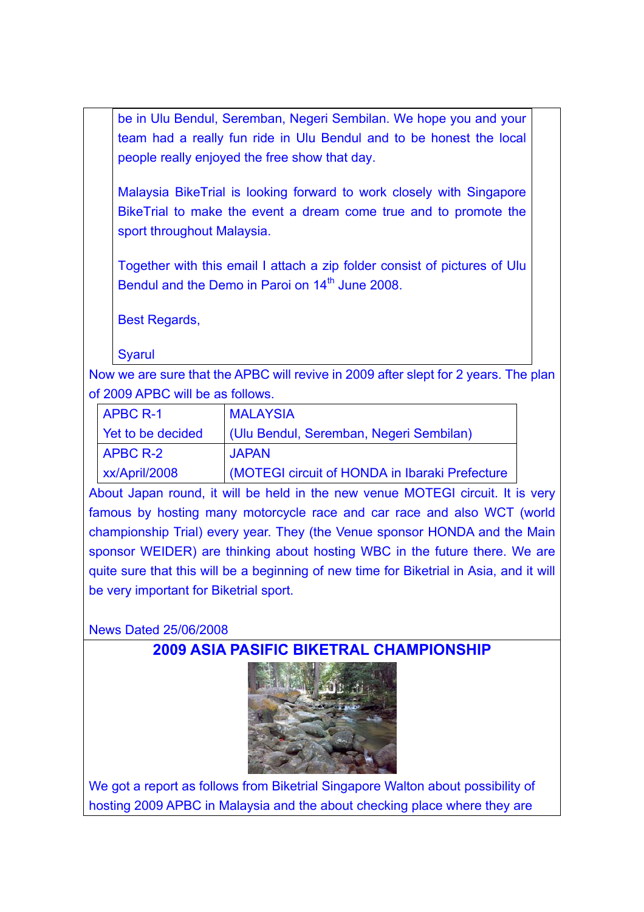be in Ulu Bendul, Seremban, Negeri Sembilan. We hope you and your team had a really fun ride in Ulu Bendul and to be honest the local people really enjoyed the free show that day.

Malaysia BikeTrial is looking forward to work closely with Singapore BikeTrial to make the event a dream come true and to promote the sport throughout Malaysia.

Together with this email I attach a zip folder consist of pictures of Ulu Bendul and the Demo in Paroi on 14th June 2008.

Best Regards,

Syarul

Now we are sure that the APBC will revive in 2009 after slept for 2 years. The plan of 2009 APBC will be as follows.

| APBC R-1<br>Yet to be decided | MALAYSIA<br>(Ulu Bendul, Seremban, Negeri Sembilan) |
|---|---|
| APBC R-2<br>xx/April/2008 | JAPAN<br>(MOTEGI circuit of HONDA in Ibaraki Prefecture |

About Japan round, it will be held in the new venue MOTEGI circuit. It is very famous by hosting many motorcycle race and car race and also WCT (world championship Trial) every year. They (the Venue sponsor HONDA and the Main sponsor WEIDER) are thinking about hosting WBC in the future there. We are quite sure that this will be a beginning of new time for Biketrial in Asia, and it will be very important for Biketrial sport.

News Dated 25/06/2008

## 2009 ASIA PASIFIC BIKETRAL CHAMPIONSHIP

We got a report as follows from Biketrial Singapore Walton about possibility of hosting 2009 APBC in Malaysia and the about checking place where they are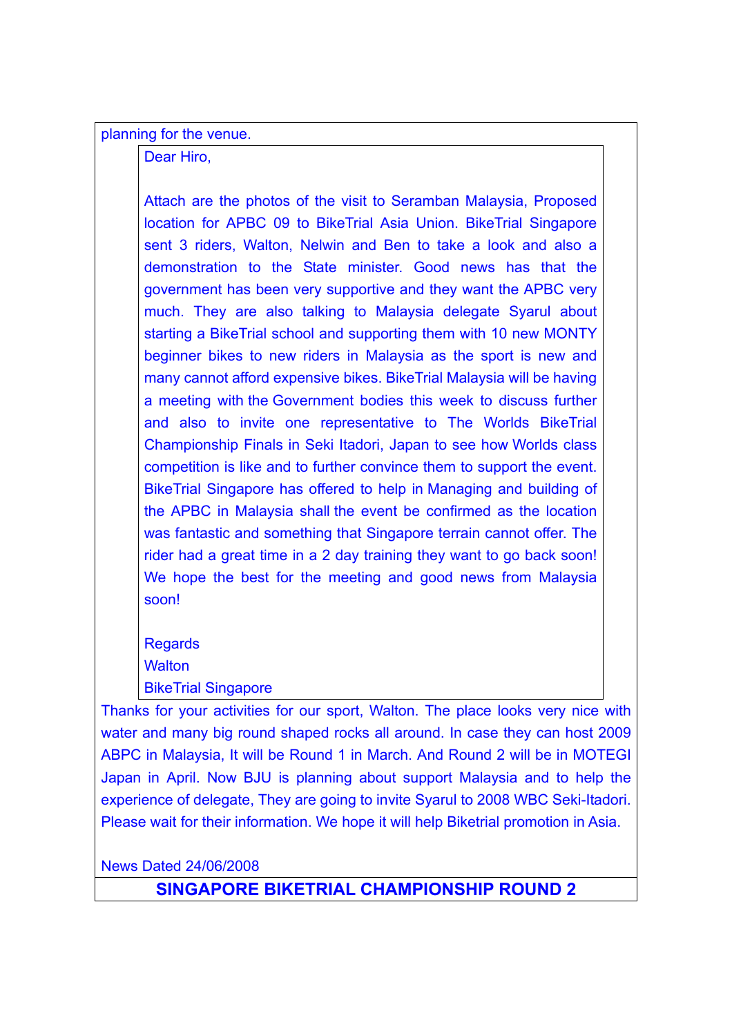planning for the venue.

> Dear Hiro,
>
> Attach are the photos of the visit to Seramban Malaysia, Proposed location for APBC 09 to BikeTrial Asia Union. BikeTrial Singapore sent 3 riders, Walton, Nelwin and Ben to take a look and also a demonstration to the State minister. Good news has that the government has been very supportive and they want the APBC very much. They are also talking to Malaysia delegate Syarul about starting a BikeTrial school and supporting them with 10 new MONTY beginner bikes to new riders in Malaysia as the sport is new and many cannot afford expensive bikes. BikeTrial Malaysia will be having a meeting with the Government bodies this week to discuss further and also to invite one representative to The Worlds BikeTrial Championship Finals in Seki Itadori, Japan to see how Worlds class competition is like and to further convince them to support the event. BikeTrial Singapore has offered to help in Managing and building of the APBC in Malaysia shall the event be confirmed as the location was fantastic and something that Singapore terrain cannot offer. The rider had a great time in a 2 day training they want to go back soon! We hope the best for the meeting and good news from Malaysia soon!
>
> Regards
> Walton
> BikeTrial Singapore

Thanks for your activities for our sport, Walton. The place looks very nice with water and many big round shaped rocks all around. In case they can host 2009 ABPC in Malaysia, It will be Round 1 in March. And Round 2 will be in MOTEGI Japan in April. Now BJU is planning about support Malaysia and to help the experience of delegate, They are going to invite Syarul to 2008 WBC Seki-Itadori. Please wait for their information. We hope it will help Biketrial promotion in Asia.

News Dated 24/06/2008

## SINGAPORE BIKETRIAL CHAMPIONSHIP ROUND 2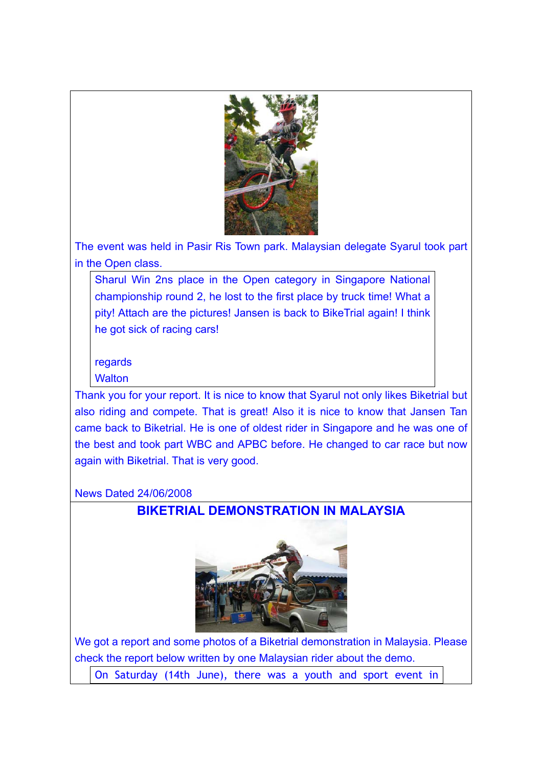The event was held in Pasir Ris Town park. Malaysian delegate Syarul took part in the Open class.

> Sharul Win 2ns place in the Open category in Singapore National championship round 2, he lost to the first place by truck time! What a pity! Attach are the pictures! Jansen is back to BikeTrial again! I think he got sick of racing cars!
>
> regards
> Walton

Thank you for your report. It is nice to know that Syarul not only likes Biketrial but also riding and compete. That is great! Also it is nice to know that Jansen Tan came back to Biketrial. He is one of oldest rider in Singapore and he was one of the best and took part WBC and APBC before. He changed to car race but now again with Biketrial. That is very good.

News Dated 24/06/2008

## BIKETRIAL DEMONSTRATION IN MALAYSIA

We got a report and some photos of a Biketrial demonstration in Malaysia. Please check the report below written by one Malaysian rider about the demo.

> On Saturday (14th June), there was a youth and sport event in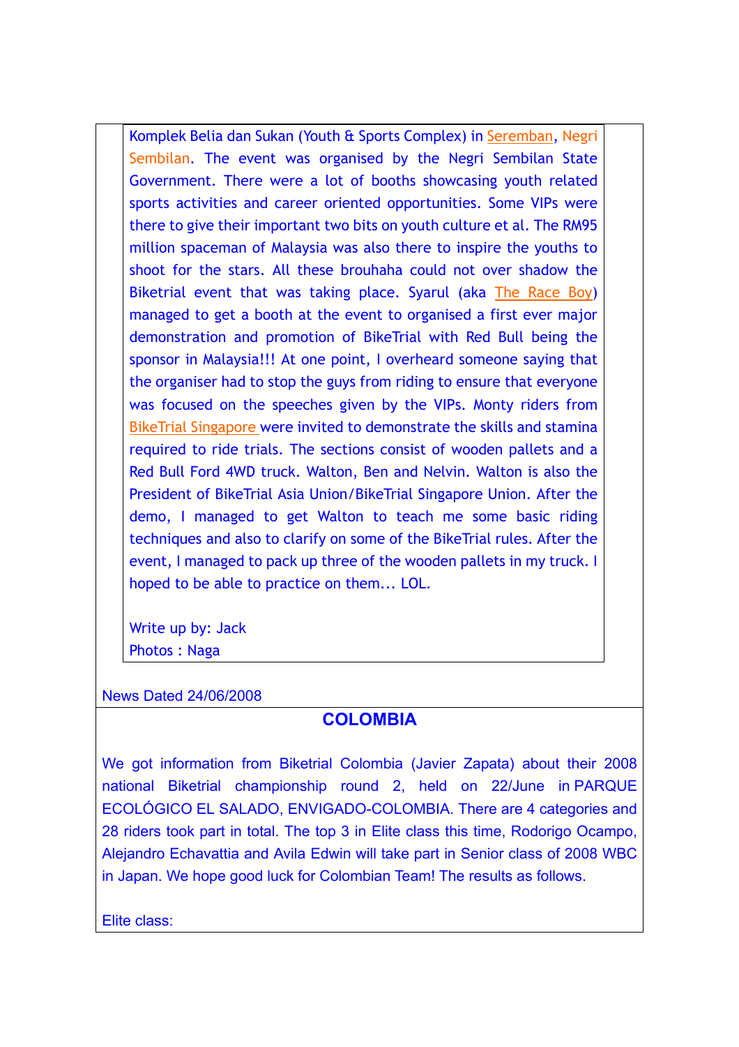Komplek Belia dan Sukan (Youth & Sports Complex) in Seremban, Negri Sembilan. The event was organised by the Negri Sembilan State Government. There were a lot of booths showcasing youth related sports activities and career oriented opportunities. Some VIPs were there to give their important two bits on youth culture et al. The RM95 million spaceman of Malaysia was also there to inspire the youths to shoot for the stars. All these brouhaha could not over shadow the Biketrial event that was taking place. Syarul (aka The Race Boy) managed to get a booth at the event to organised a first ever major demonstration and promotion of BikeTrial with Red Bull being the sponsor in Malaysia!!! At one point, I overheard someone saying that the organiser had to stop the guys from riding to ensure that everyone was focused on the speeches given by the VIPs. Monty riders from BikeTrial Singapore were invited to demonstrate the skills and stamina required to ride trials. The sections consist of wooden pallets and a Red Bull Ford 4WD truck. Walton, Ben and Nelvin. Walton is also the President of BikeTrial Asia Union/BikeTrial Singapore Union. After the demo, I managed to get Walton to teach me some basic riding techniques and also to clarify on some of the BikeTrial rules. After the event, I managed to pack up three of the wooden pallets in my truck. I hoped to be able to practice on them... LOL.

Write up by: Jack
Photos : Naga

News Dated 24/06/2008

## COLOMBIA

We got information from Biketrial Colombia (Javier Zapata) about their 2008 national Biketrial championship round 2, held on 22/June in PARQUE ECOLÓGICO EL SALADO, ENVIGADO-COLOMBIA. There are 4 categories and 28 riders took part in total. The top 3 in Elite class this time, Rodorigo Ocampo, Alejandro Echavattia and Avila Edwin will take part in Senior class of 2008 WBC in Japan. We hope good luck for Colombian Team! The results as follows.

Elite class: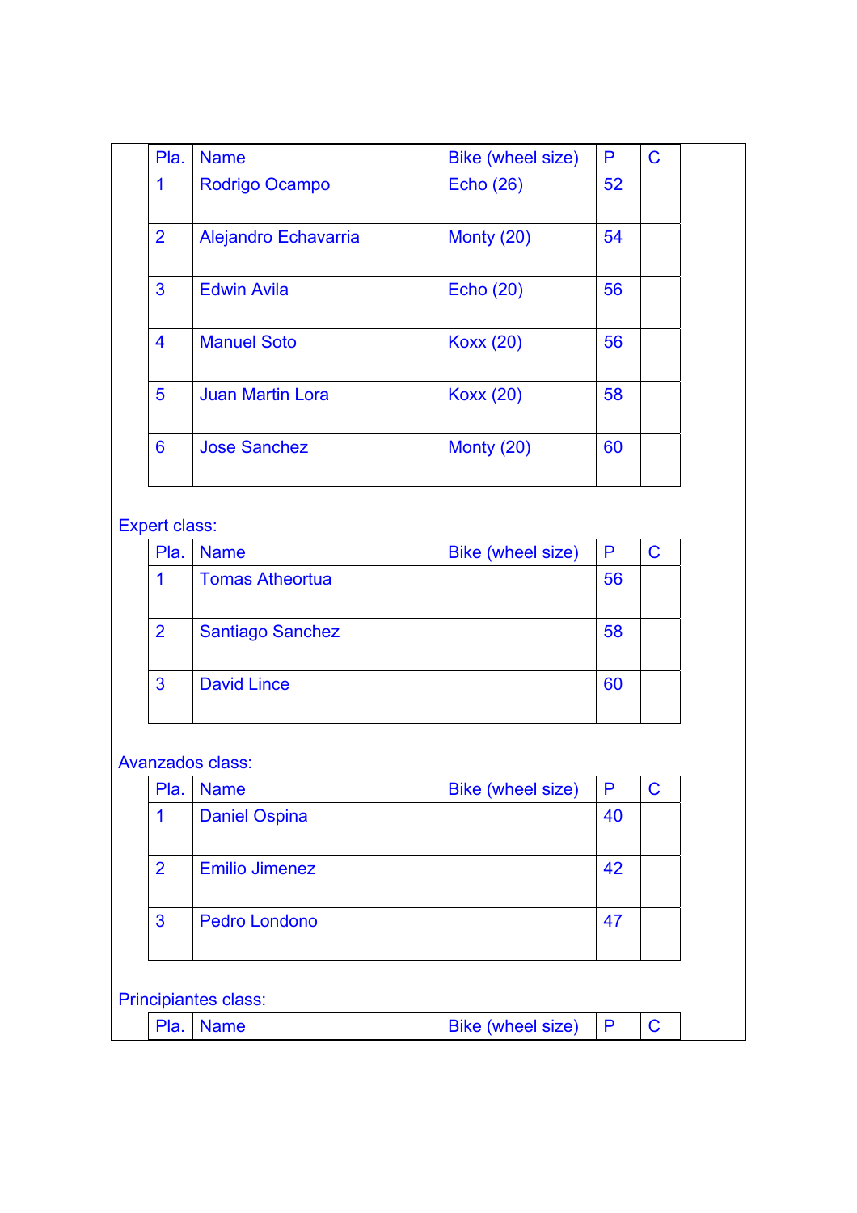| Pla. | Name | Bike (wheel size) | P | C |
|---|---|---|---|---|
| 1 | Rodrigo Ocampo | Echo (26) | 52 | |
| 2 | Alejandro Echavarria | Monty (20) | 54 | |
| 3 | Edwin Avila | Echo (20) | 56 | |
| 4 | Manuel Soto | Koxx (20) | 56 | |
| 5 | Juan Martin Lora | Koxx (20) | 58 | |
| 6 | Jose Sanchez | Monty (20) | 60 | |

Expert class:

| Pla. | Name | Bike (wheel size) | P | C |
|---|---|---|---|---|
| 1 | Tomas Atheortua | | 56 | |
| 2 | Santiago Sanchez | | 58 | |
| 3 | David Lince | | 60 | |

Avanzados class:

| Pla. | Name | Bike (wheel size) | P | C |
|---|---|---|---|---|
| 1 | Daniel Ospina | | 40 | |
| 2 | Emilio Jimenez | | 42 | |
| 3 | Pedro Londono | | 47 | |

Principiantes class:

| Pla. | Name | Bike (wheel size) | P | C |
|---|---|---|---|---|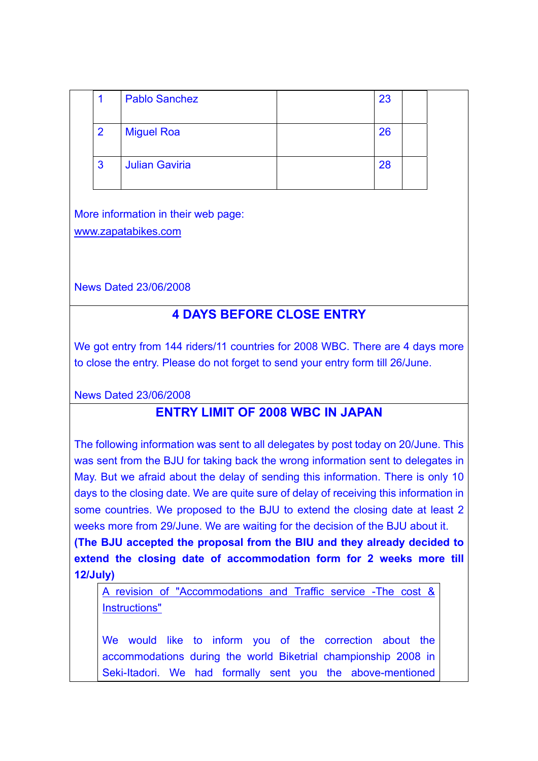| | | | | |
|---|---|---|---|---|
| 1 | Pablo Sanchez | | 23 | |
| 2 | Miguel Roa | | 26 | |
| 3 | Julian Gaviria | | 28 | |

More information in their web page:
www.zapatabikes.com

News Dated 23/06/2008

## 4 DAYS BEFORE CLOSE ENTRY

We got entry from 144 riders/11 countries for 2008 WBC. There are 4 days more to close the entry. Please do not forget to send your entry form till 26/June.

News Dated 23/06/2008

## ENTRY LIMIT OF 2008 WBC IN JAPAN

The following information was sent to all delegates by post today on 20/June. This was sent from the BJU for taking back the wrong information sent to delegates in May. But we afraid about the delay of sending this information. There is only 10 days to the closing date. We are quite sure of delay of receiving this information in some countries. We proposed to the BJU to extend the closing date at least 2 weeks more from 29/June. We are waiting for the decision of the BJU about it.
**(The BJU accepted the proposal from the BIU and they already decided to extend the closing date of accommodation form for 2 weeks more till 12/July)**

A revision of "Accommodations and Traffic service -The cost & Instructions"

We would like to inform you of the correction about the accommodations during the world Biketrial championship 2008 in Seki-Itadori. We had formally sent you the above-mentioned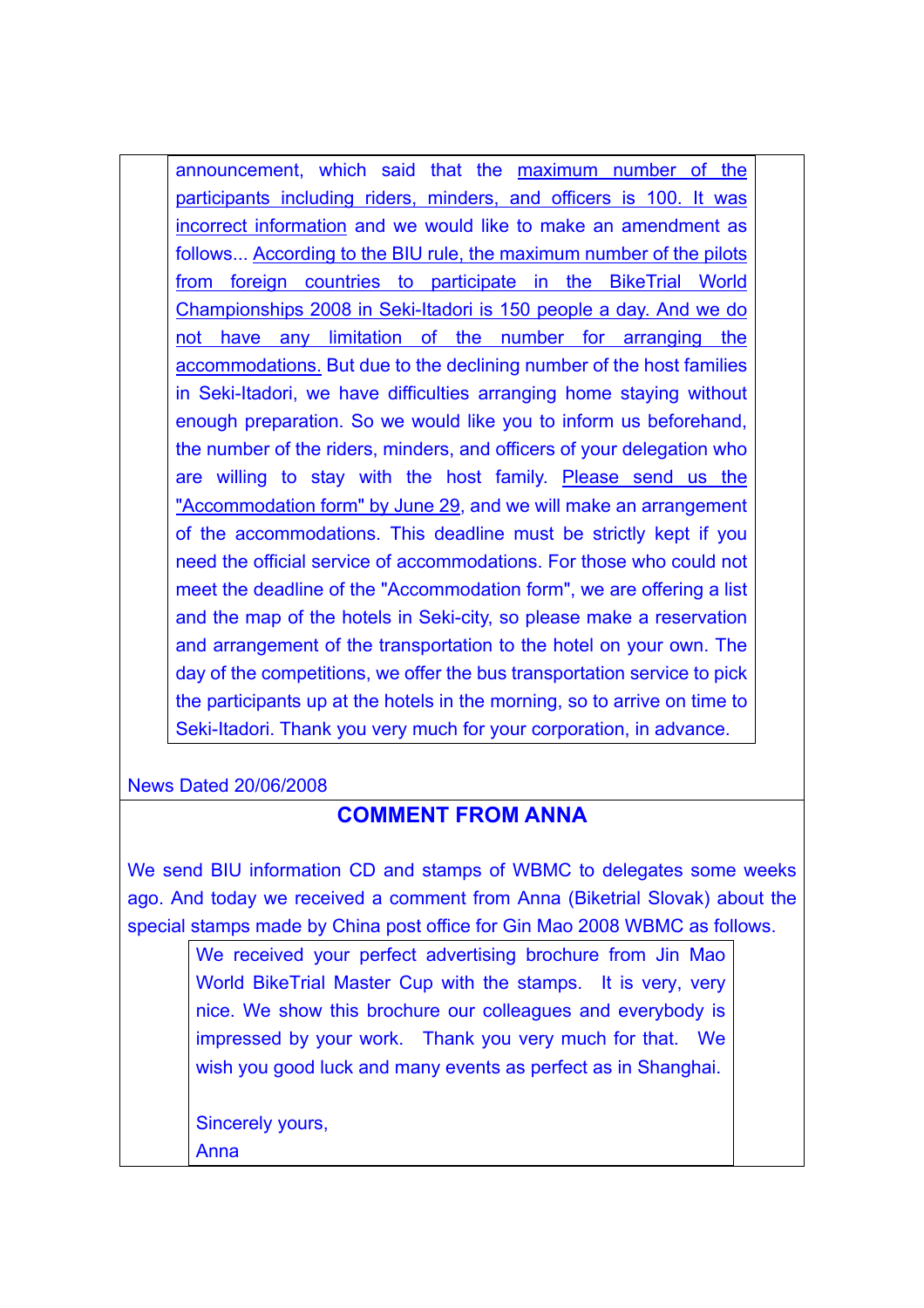announcement, which said that the maximum number of the participants including riders, minders, and officers is 100. It was incorrect information and we would like to make an amendment as follows... According to the BIU rule, the maximum number of the pilots from foreign countries to participate in the BikeTrial World Championships 2008 in Seki-Itadori is 150 people a day. And we do not have any limitation of the number for arranging the accommodations. But due to the declining number of the host families in Seki-Itadori, we have difficulties arranging home staying without enough preparation. So we would like you to inform us beforehand, the number of the riders, minders, and officers of your delegation who are willing to stay with the host family. Please send us the "Accommodation form" by June 29, and we will make an arrangement of the accommodations. This deadline must be strictly kept if you need the official service of accommodations. For those who could not meet the deadline of the "Accommodation form", we are offering a list and the map of the hotels in Seki-city, so please make a reservation and arrangement of the transportation to the hotel on your own. The day of the competitions, we offer the bus transportation service to pick the participants up at the hotels in the morning, so to arrive on time to Seki-Itadori. Thank you very much for your corporation, in advance.

News Dated 20/06/2008

## COMMENT FROM ANNA

We send BIU information CD and stamps of WBMC to delegates some weeks ago. And today we received a comment from Anna (Biketrial Slovak) about the special stamps made by China post office for Gin Mao 2008 WBMC as follows.

> We received your perfect advertising brochure from Jin Mao World BikeTrial Master Cup with the stamps. It is very, very nice. We show this brochure our colleagues and everybody is impressed by your work. Thank you very much for that. We wish you good luck and many events as perfect as in Shanghai.
>
> Sincerely yours,
> Anna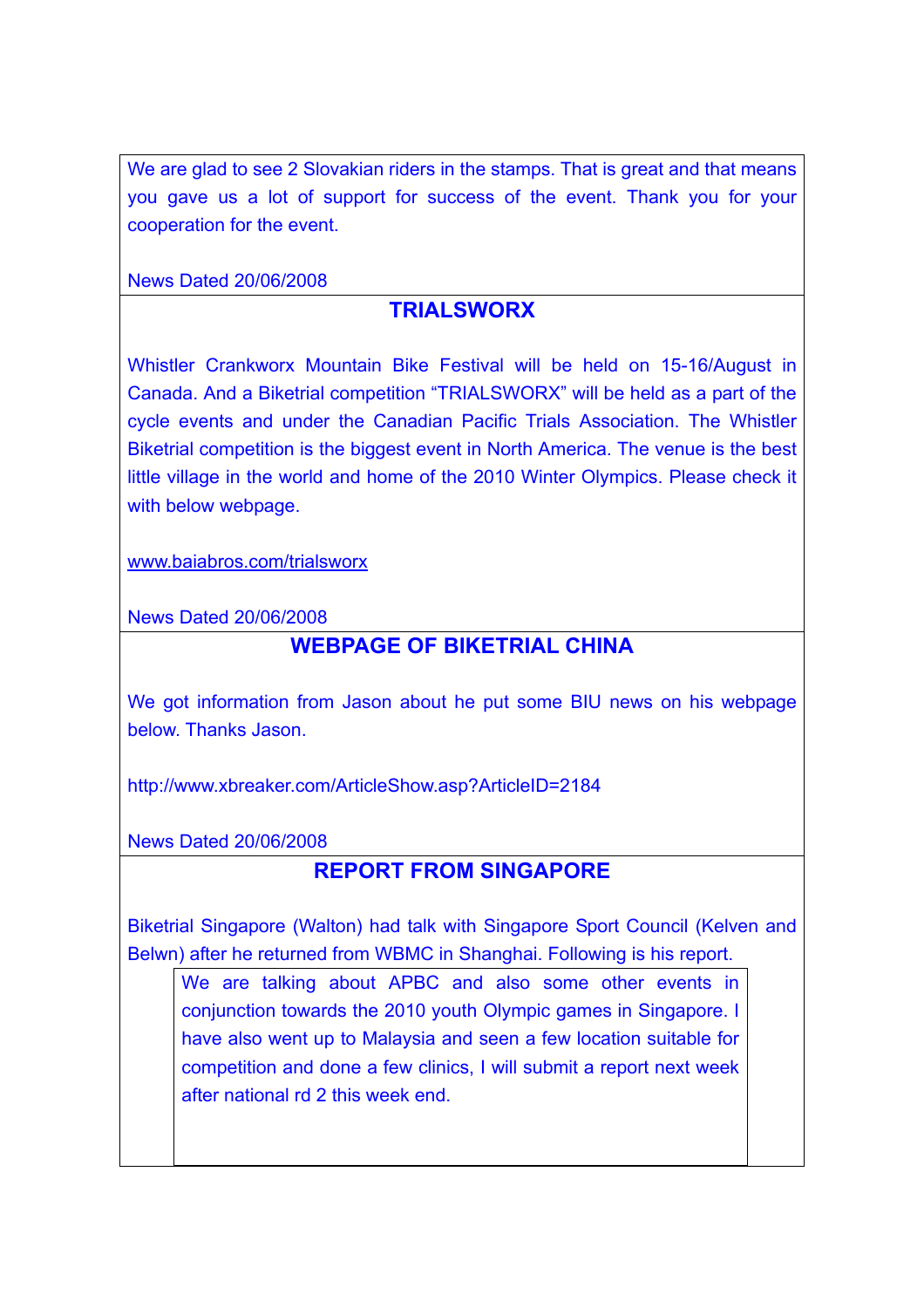We are glad to see 2 Slovakian riders in the stamps. That is great and that means you gave us a lot of support for success of the event. Thank you for your cooperation for the event.

News Dated 20/06/2008

## TRIALSWORX

Whistler Crankworx Mountain Bike Festival will be held on 15-16/August in Canada. And a Biketrial competition “TRIALSWORX” will be held as a part of the cycle events and under the Canadian Pacific Trials Association. The Whistler Biketrial competition is the biggest event in North America. The venue is the best little village in the world and home of the 2010 Winter Olympics. Please check it with below webpage.

www.baiabros.com/trialsworx

News Dated 20/06/2008

## WEBPAGE OF BIKETRIAL CHINA

We got information from Jason about he put some BIU news on his webpage below. Thanks Jason.

http://www.xbreaker.com/ArticleShow.asp?ArticleID=2184

News Dated 20/06/2008

## REPORT FROM SINGAPORE

Biketrial Singapore (Walton) had talk with Singapore Sport Council (Kelven and Belwn) after he returned from WBMC in Shanghai. Following is his report.

> We are talking about APBC and also some other events in conjunction towards the 2010 youth Olympic games in Singapore. I have also went up to Malaysia and seen a few location suitable for competition and done a few clinics, I will submit a report next week after national rd 2 this week end.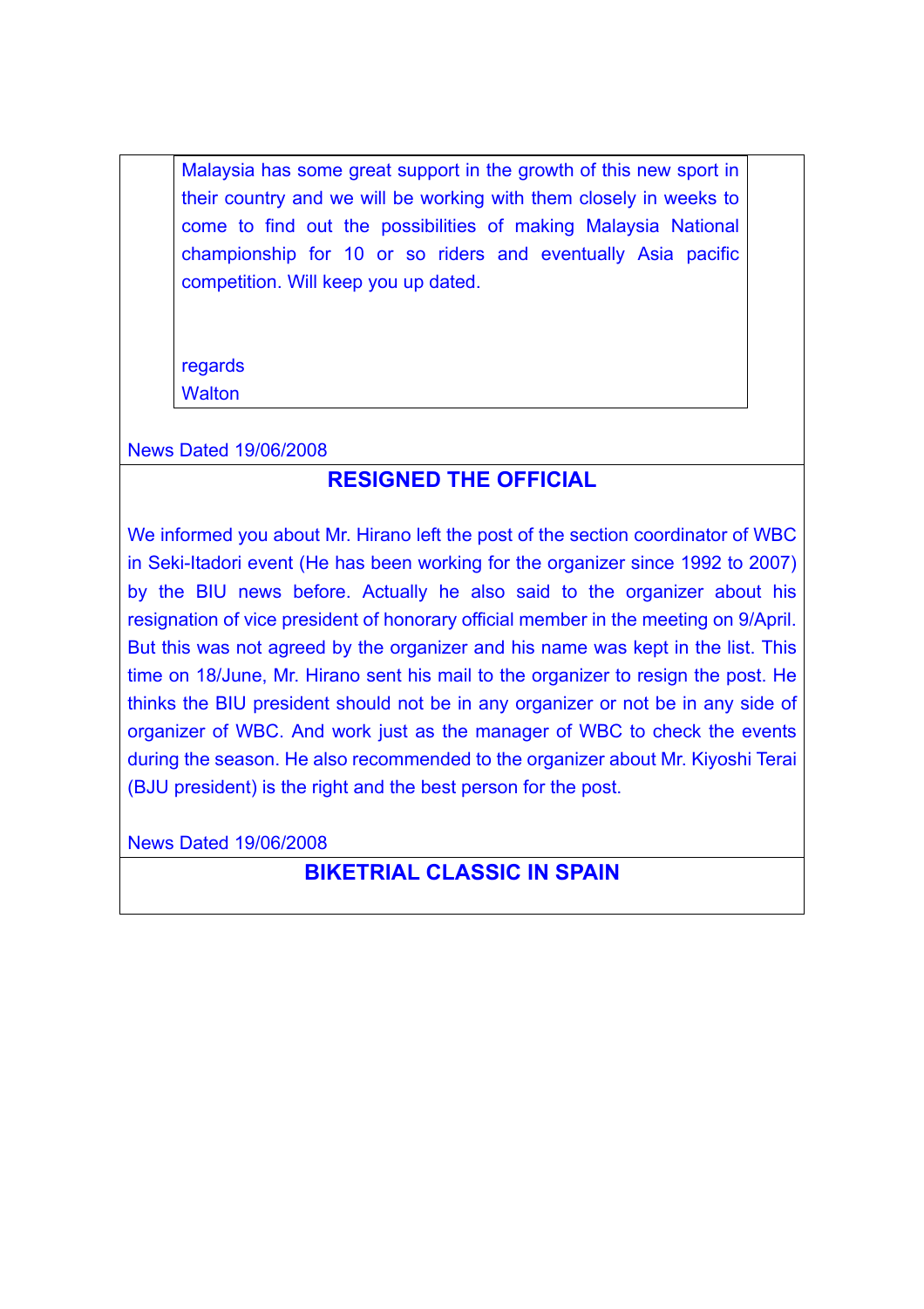Malaysia has some great support in the growth of this new sport in their country and we will be working with them closely in weeks to come to find out the possibilities of making Malaysia National championship for 10 or so riders and eventually Asia pacific competition. Will keep you up dated.

regards
Walton

News Dated 19/06/2008

## RESIGNED THE OFFICIAL

We informed you about Mr. Hirano left the post of the section coordinator of WBC in Seki-Itadori event (He has been working for the organizer since 1992 to 2007) by the BIU news before. Actually he also said to the organizer about his resignation of vice president of honorary official member in the meeting on 9/April. But this was not agreed by the organizer and his name was kept in the list. This time on 18/June, Mr. Hirano sent his mail to the organizer to resign the post. He thinks the BIU president should not be in any organizer or not be in any side of organizer of WBC. And work just as the manager of WBC to check the events during the season. He also recommended to the organizer about Mr. Kiyoshi Terai (BJU president) is the right and the best person for the post.

News Dated 19/06/2008

## BIKETRIAL CLASSIC IN SPAIN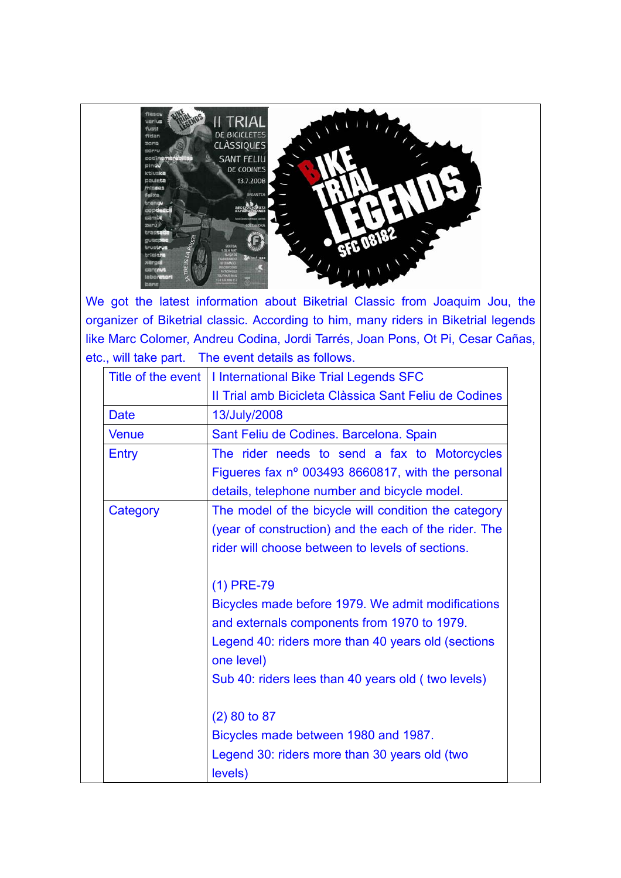We got the latest information about Biketrial Classic from Joaquim Jou, the organizer of Biketrial classic. According to him, many riders in Biketrial legends like Marc Colomer, Andreu Codina, Jordi Tarrés, Joan Pons, Ot Pi, Cesar Cañas, etc., will take part. The event details as follows.

| Title of the event | I International Bike Trial Legends SFC<br>II Trial amb Bicicleta Clàssica Sant Feliu de Codines |
|---|---|
| Date | 13/July/2008 |
| Venue | Sant Feliu de Codines. Barcelona. Spain |
| Entry | The rider needs to send a fax to Motorcycles Figueres fax nº 003493 8660817, with the personal details, telephone number and bicycle model. |
| Category | The model of the bicycle will condition the category (year of construction) and the each of the rider. The rider will choose between to levels of sections.<br><br>(1) PRE-79<br>Bicycles made before 1979. We admit modifications and externals components from 1970 to 1979.<br>Legend 40: riders more than 40 years old (sections one level)<br>Sub 40: riders lees than 40 years old ( two levels)<br><br>(2) 80 to 87<br>Bicycles made between 1980 and 1987.<br>Legend 30: riders more than 30 years old (two levels) |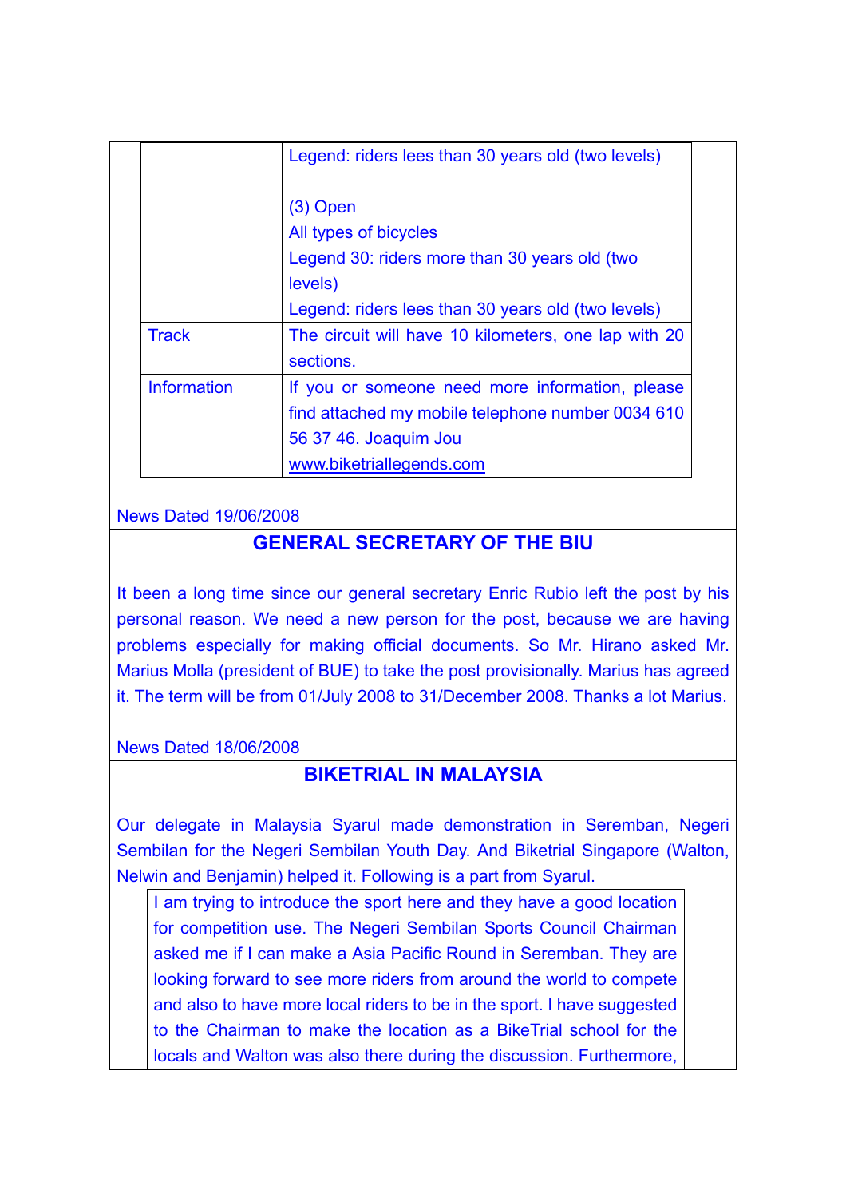| | |
|---|---|
| | Legend: riders lees than 30 years old (two levels)<br><br>(3) Open<br>All types of bicycles<br>Legend 30: riders more than 30 years old (two levels)<br>Legend: riders lees than 30 years old (two levels) |
| Track | The circuit will have 10 kilometers, one lap with 20 sections. |
| Information | If you or someone need more information, please find attached my mobile telephone number 0034 610 56 37 46. Joaquim Jou<br>www.biketriallegends.com |

News Dated 19/06/2008

## GENERAL SECRETARY OF THE BIU

It been a long time since our general secretary Enric Rubio left the post by his personal reason. We need a new person for the post, because we are having problems especially for making official documents. So Mr. Hirano asked Mr. Marius Molla (president of BUE) to take the post provisionally. Marius has agreed it. The term will be from 01/July 2008 to 31/December 2008. Thanks a lot Marius.

News Dated 18/06/2008

## BIKETRIAL IN MALAYSIA

Our delegate in Malaysia Syarul made demonstration in Seremban, Negeri Sembilan for the Negeri Sembilan Youth Day. And Biketrial Singapore (Walton, Nelwin and Benjamin) helped it. Following is a part from Syarul.

> I am trying to introduce the sport here and they have a good location for competition use. The Negeri Sembilan Sports Council Chairman asked me if I can make a Asia Pacific Round in Seremban. They are looking forward to see more riders from around the world to compete and also to have more local riders to be in the sport. I have suggested to the Chairman to make the location as a BikeTrial school for the locals and Walton was also there during the discussion. Furthermore,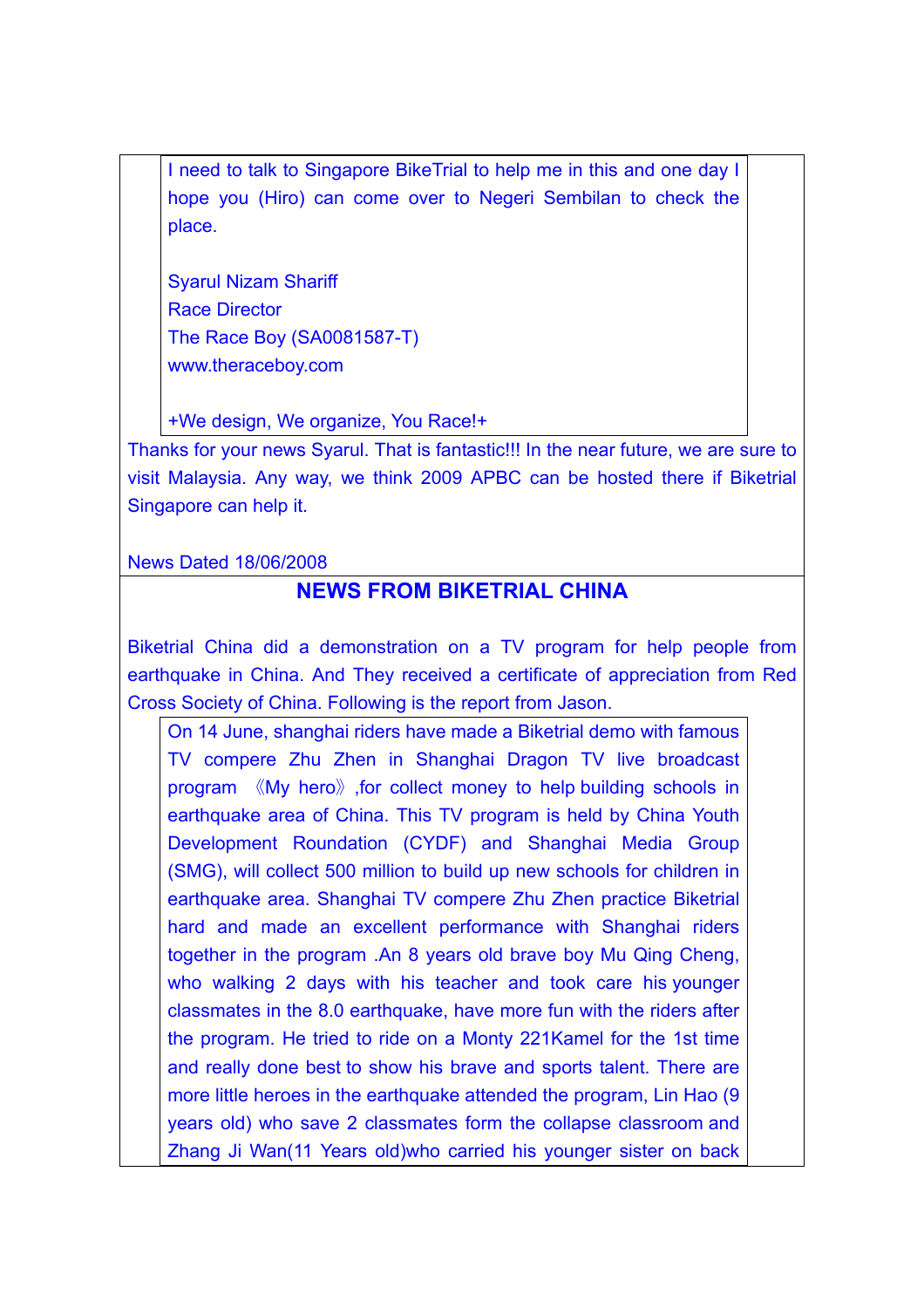> I need to talk to Singapore BikeTrial to help me in this and one day I hope you (Hiro) can come over to Negeri Sembilan to check the place.
>
> Syarul Nizam Shariff
> Race Director
> The Race Boy (SA0081587-T)
> www.theraceboy.com
>
> +We design, We organize, You Race!+

Thanks for your news Syarul. That is fantastic!!! In the near future, we are sure to visit Malaysia. Any way, we think 2009 APBC can be hosted there if Biketrial Singapore can help it.

News Dated 18/06/2008

## NEWS FROM BIKETRIAL CHINA

Biketrial China did a demonstration on a TV program for help people from earthquake in China. And They received a certificate of appreciation from Red Cross Society of China. Following is the report from Jason.

> On 14 June, shanghai riders have made a Biketrial demo with famous TV compere Zhu Zhen in Shanghai Dragon TV live broadcast program 《My hero》,for collect money to help building schools in earthquake area of China. This TV program is held by China Youth Development Roundation (CYDF) and Shanghai Media Group (SMG), will collect 500 million to build up new schools for children in earthquake area. Shanghai TV compere Zhu Zhen practice Biketrial hard and made an excellent performance with Shanghai riders together in the program .An 8 years old brave boy Mu Qing Cheng, who walking 2 days with his teacher and took care his younger classmates in the 8.0 earthquake, have more fun with the riders after the program. He tried to ride on a Monty 221Kamel for the 1st time and really done best to show his brave and sports talent. There are more little heroes in the earthquake attended the program, Lin Hao (9 years old) who save 2 classmates form the collapse classroom and Zhang Ji Wan(11 Years old)who carried his younger sister on back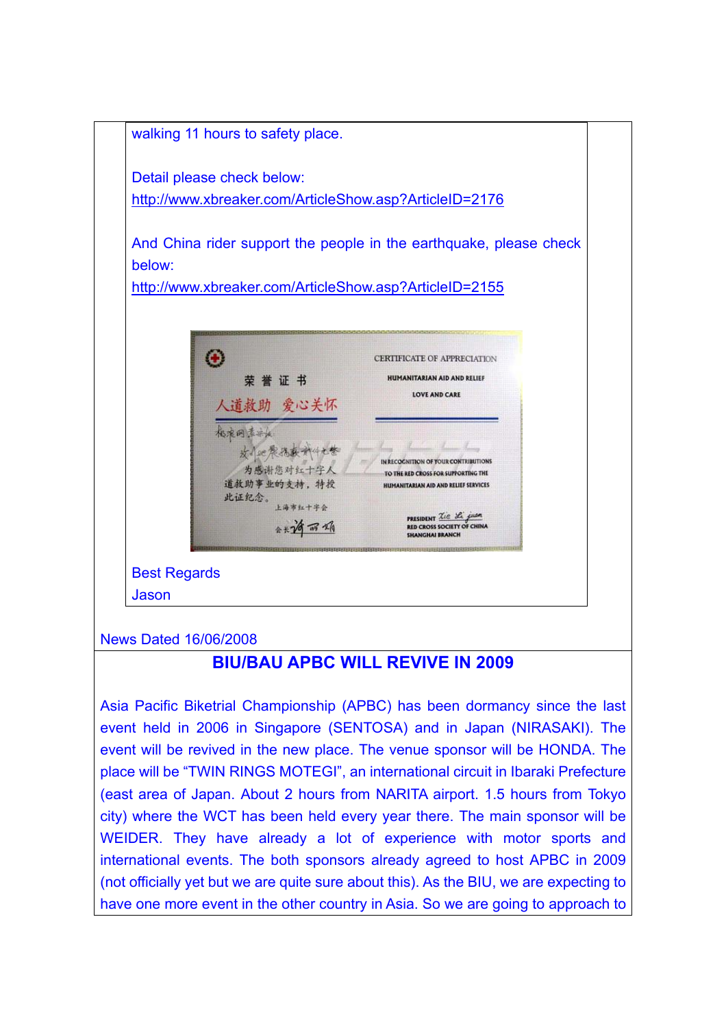walking 11 hours to safety place.

Detail please check below:
http://www.xbreaker.com/ArticleShow.asp?ArticleID=2176

And China rider support the people in the earthquake, please check below:
http://www.xbreaker.com/ArticleShow.asp?ArticleID=2155

Best Regards
Jason

News Dated 16/06/2008

## BIU/BAU APBC WILL REVIVE IN 2009

Asia Pacific Biketrial Championship (APBC) has been dormancy since the last event held in 2006 in Singapore (SENTOSA) and in Japan (NIRASAKI). The event will be revived in the new place. The venue sponsor will be HONDA. The place will be "TWIN RINGS MOTEGI", an international circuit in Ibaraki Prefecture (east area of Japan. About 2 hours from NARITA airport. 1.5 hours from Tokyo city) where the WCT has been held every year there. The main sponsor will be WEIDER. They have already a lot of experience with motor sports and international events. The both sponsors already agreed to host APBC in 2009 (not officially yet but we are quite sure about this). As the BIU, we are expecting to have one more event in the other country in Asia. So we are going to approach to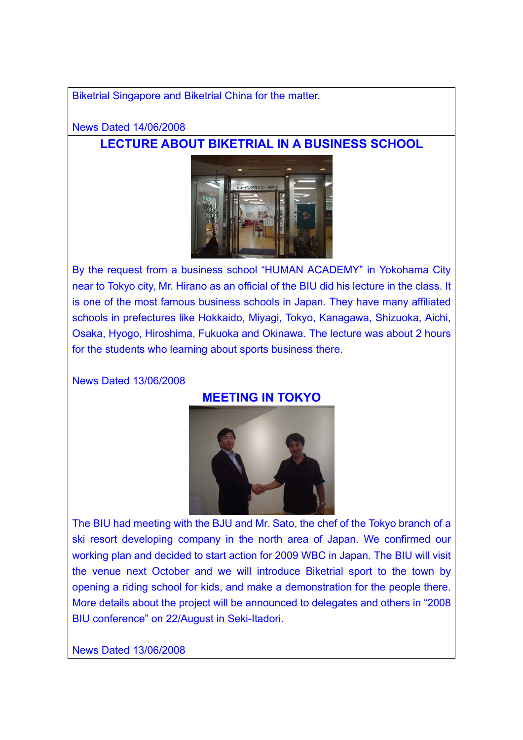Biketrial Singapore and Biketrial China for the matter.

News Dated 14/06/2008

## LECTURE ABOUT BIKETRIAL IN A BUSINESS SCHOOL

By the request from a business school "HUMAN ACADEMY" in Yokohama City near to Tokyo city, Mr. Hirano as an official of the BIU did his lecture in the class. It is one of the most famous business schools in Japan. They have many affiliated schools in prefectures like Hokkaido, Miyagi, Tokyo, Kanagawa, Shizuoka, Aichi, Osaka, Hyogo, Hiroshima, Fukuoka and Okinawa. The lecture was about 2 hours for the students who learning about sports business there.

News Dated 13/06/2008

## MEETING IN TOKYO

The BIU had meeting with the BJU and Mr. Sato, the chef of the Tokyo branch of a ski resort developing company in the north area of Japan. We confirmed our working plan and decided to start action for 2009 WBC in Japan. The BIU will visit the venue next October and we will introduce Biketrial sport to the town by opening a riding school for kids, and make a demonstration for the people there. More details about the project will be announced to delegates and others in "2008 BIU conference" on 22/August in Seki-Itadori.

News Dated 13/06/2008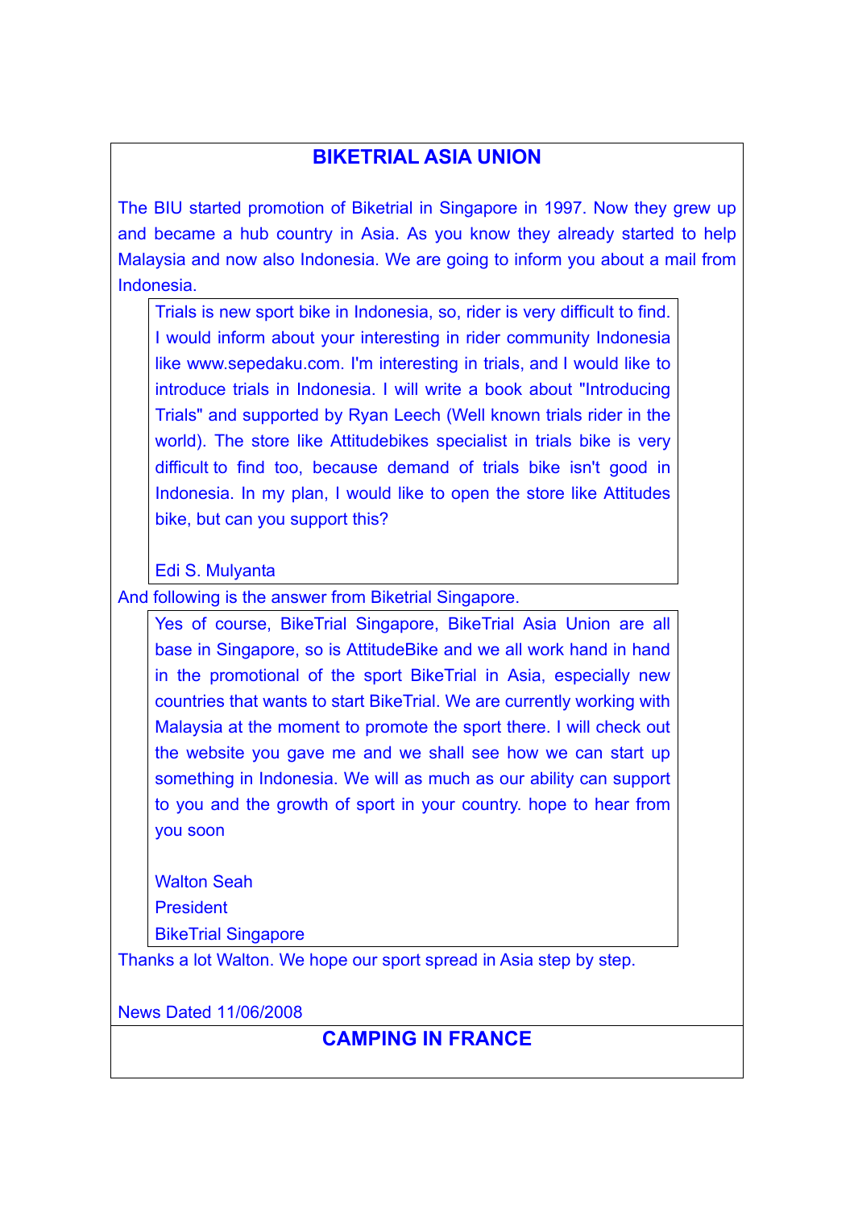## BIKETRIAL ASIA UNION

The BIU started promotion of Biketrial in Singapore in 1997. Now they grew up and became a hub country in Asia. As you know they already started to help Malaysia and now also Indonesia. We are going to inform you about a mail from Indonesia.

> Trials is new sport bike in Indonesia, so, rider is very difficult to find. I would inform about your interesting in rider community Indonesia like www.sepedaku.com. I'm interesting in trials, and I would like to introduce trials in Indonesia. I will write a book about "Introducing Trials" and supported by Ryan Leech (Well known trials rider in the world). The store like Attitudebikes specialist in trials bike is very difficult to find too, because demand of trials bike isn't good in Indonesia. In my plan, I would like to open the store like Attitudes bike, but can you support this?
>
> Edi S. Mulyanta

And following is the answer from Biketrial Singapore.

> Yes of course, BikeTrial Singapore, BikeTrial Asia Union are all base in Singapore, so is AttitudeBike and we all work hand in hand in the promotional of the sport BikeTrial in Asia, especially new countries that wants to start BikeTrial. We are currently working with Malaysia at the moment to promote the sport there. I will check out the website you gave me and we shall see how we can start up something in Indonesia. We will as much as our ability can support to you and the growth of sport in your country. hope to hear from you soon
>
> Walton Seah
> President
> BikeTrial Singapore

Thanks a lot Walton. We hope our sport spread in Asia step by step.

News Dated 11/06/2008

## CAMPING IN FRANCE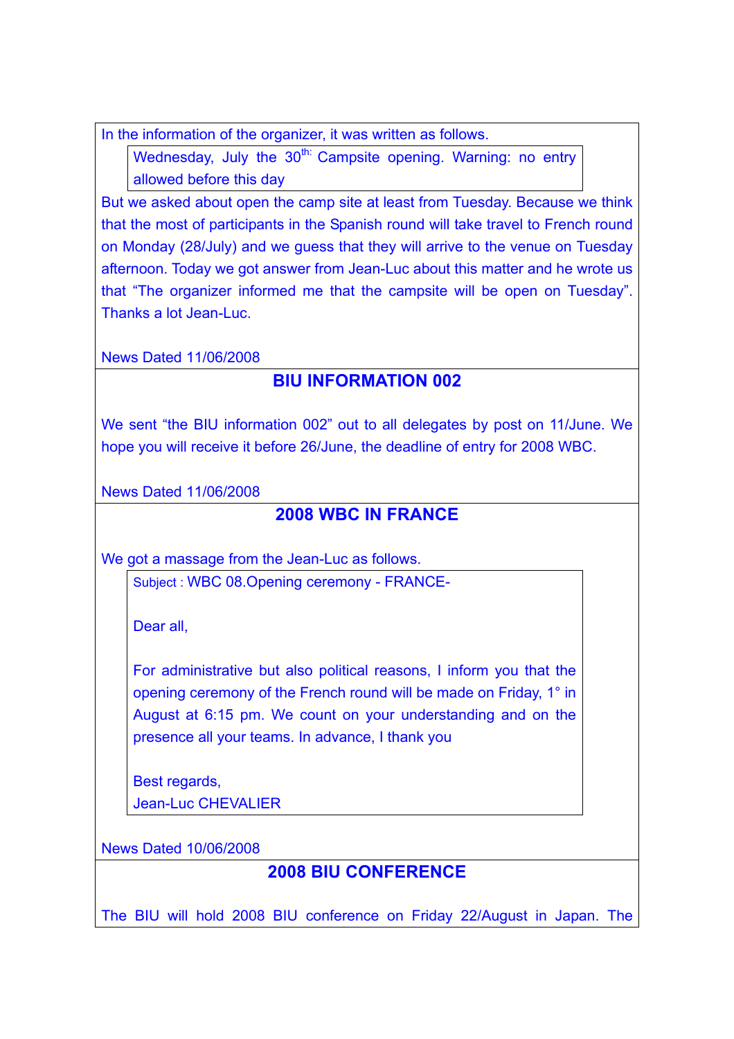In the information of the organizer, it was written as follows.

> Wednesday, July the 30th: Campsite opening. Warning: no entry allowed before this day

But we asked about open the camp site at least from Tuesday. Because we think that the most of participants in the Spanish round will take travel to French round on Monday (28/July) and we guess that they will arrive to the venue on Tuesday afternoon. Today we got answer from Jean-Luc about this matter and he wrote us that "The organizer informed me that the campsite will be open on Tuesday". Thanks a lot Jean-Luc.

News Dated 11/06/2008

## BIU INFORMATION 002

We sent "the BIU information 002" out to all delegates by post on 11/June. We hope you will receive it before 26/June, the deadline of entry for 2008 WBC.

News Dated 11/06/2008

## 2008 WBC IN FRANCE

We got a massage from the Jean-Luc as follows.

> Subject : WBC 08.Opening ceremony - FRANCE-
>
> Dear all,
>
> For administrative but also political reasons, I inform you that the opening ceremony of the French round will be made on Friday, 1° in August at 6:15 pm. We count on your understanding and on the presence all your teams. In advance, I thank you
>
> Best regards,
> Jean-Luc CHEVALIER

News Dated 10/06/2008

## 2008 BIU CONFERENCE

The BIU will hold 2008 BIU conference on Friday 22/August in Japan. The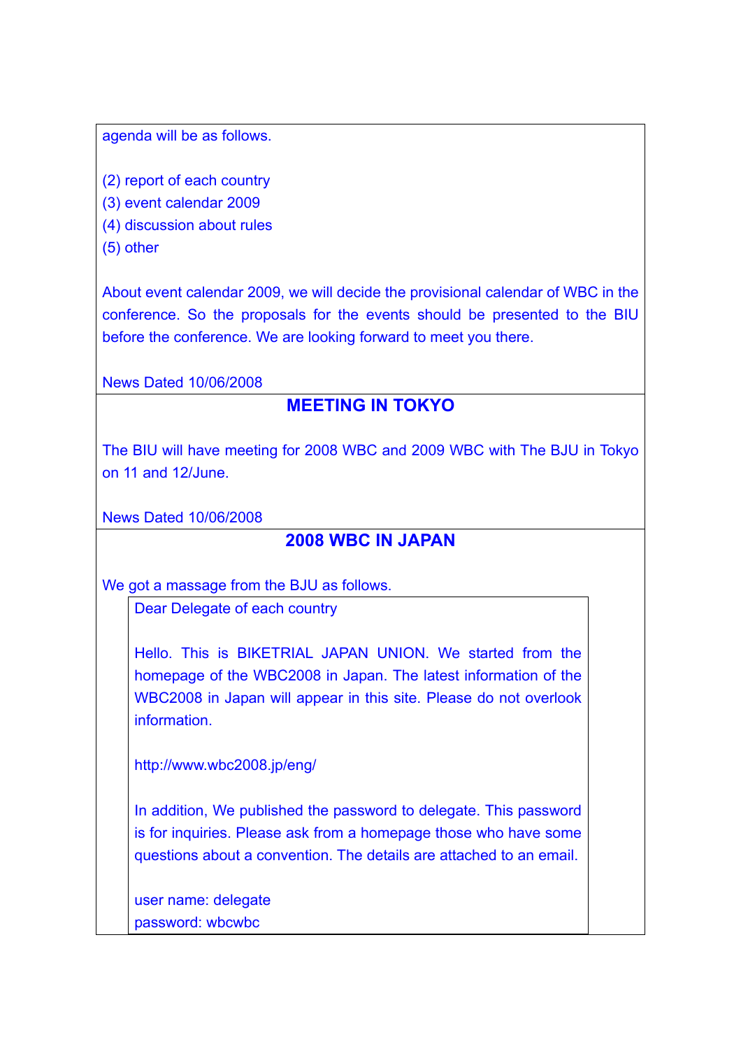agenda will be as follows.

(2) report of each country
(3) event calendar 2009
(4) discussion about rules
(5) other

About event calendar 2009, we will decide the provisional calendar of WBC in the conference. So the proposals for the events should be presented to the BIU before the conference. We are looking forward to meet you there.

News Dated 10/06/2008

## MEETING IN TOKYO

The BIU will have meeting for 2008 WBC and 2009 WBC with The BJU in Tokyo on 11 and 12/June.

News Dated 10/06/2008

## 2008 WBC IN JAPAN

We got a massage from the BJU as follows.

> Dear Delegate of each country
>
> Hello. This is BIKETRIAL JAPAN UNION. We started from the homepage of the WBC2008 in Japan. The latest information of the WBC2008 in Japan will appear in this site. Please do not overlook information.
>
> http://www.wbc2008.jp/eng/
>
> In addition, We published the password to delegate. This password is for inquiries. Please ask from a homepage those who have some questions about a convention. The details are attached to an email.
>
> user name: delegate
> password: wbcwbc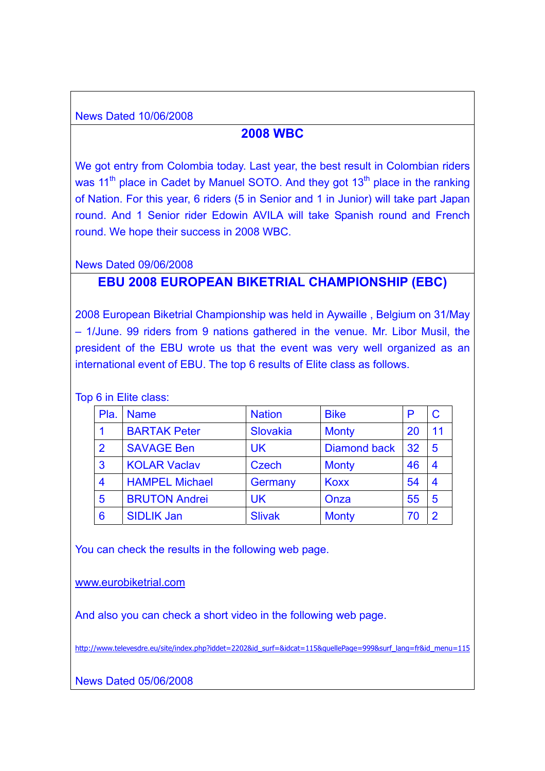News Dated 10/06/2008

## 2008 WBC

We got entry from Colombia today. Last year, the best result in Colombian riders was 11th place in Cadet by Manuel SOTO. And they got 13th place in the ranking of Nation. For this year, 6 riders (5 in Senior and 1 in Junior) will take part Japan round. And 1 Senior rider Edowin AVILA will take Spanish round and French round. We hope their success in 2008 WBC.

News Dated 09/06/2008

## EBU 2008 EUROPEAN BIKETRIAL CHAMPIONSHIP (EBC)

2008 European Biketrial Championship was held in Aywaille , Belgium on 31/May – 1/June. 99 riders from 9 nations gathered in the venue. Mr. Libor Musil, the president of the EBU wrote us that the event was very well organized as an international event of EBU. The top 6 results of Elite class as follows.

Top 6 in Elite class:

| Pla. | Name | Nation | Bike | P | C |
|---|---|---|---|---|---|
| 1 | BARTAK Peter | Slovakia | Monty | 20 | 11 |
| 2 | SAVAGE Ben | UK | Diamond back | 32 | 5 |
| 3 | KOLAR Vaclav | Czech | Monty | 46 | 4 |
| 4 | HAMPEL Michael | Germany | Koxx | 54 | 4 |
| 5 | BRUTON Andrei | UK | Onza | 55 | 5 |
| 6 | SIDLIK Jan | Slivak | Monty | 70 | 2 |

You can check the results in the following web page.

www.eurobiketrial.com

And also you can check a short video in the following web page.

http://www.televesdre.eu/site/index.php?iddet=2202&id_surf=&idcat=115&quellePage=999&surf_lang=fr&id_menu=115

News Dated 05/06/2008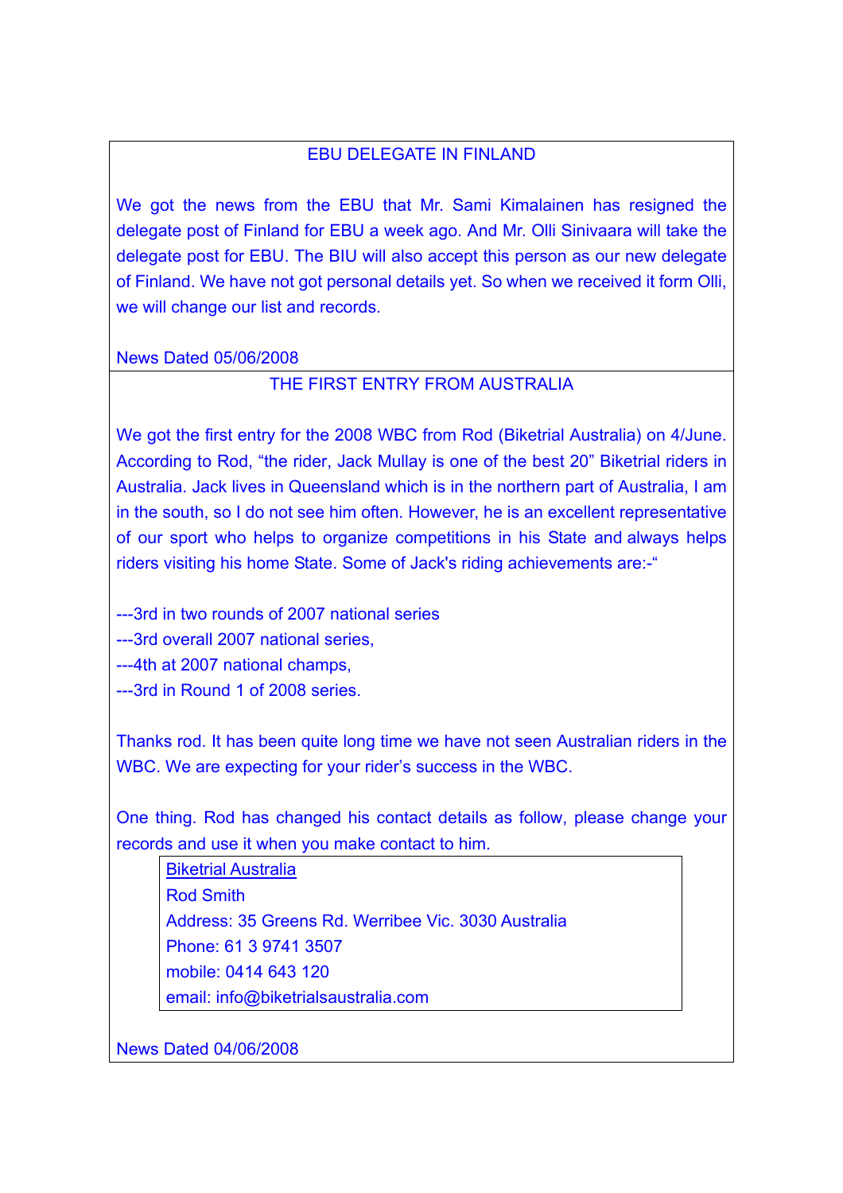## EBU DELEGATE IN FINLAND

We got the news from the EBU that Mr. Sami Kimalainen has resigned the delegate post of Finland for EBU a week ago. And Mr. Olli Sinivaara will take the delegate post for EBU. The BIU will also accept this person as our new delegate of Finland. We have not got personal details yet. So when we received it form Olli, we will change our list and records.

News Dated 05/06/2008

## THE FIRST ENTRY FROM AUSTRALIA

We got the first entry for the 2008 WBC from Rod (Biketrial Australia) on 4/June. According to Rod, "the rider, Jack Mullay is one of the best 20" Biketrial riders in Australia. Jack lives in Queensland which is in the northern part of Australia, I am in the south, so I do not see him often. However, he is an excellent representative of our sport who helps to organize competitions in his State and always helps riders visiting his home State. Some of Jack's riding achievements are:-"

---3rd in two rounds of 2007 national series  
---3rd overall 2007 national series,  
---4th at 2007 national champs,  
---3rd in Round 1 of 2008 series.

Thanks rod. It has been quite long time we have not seen Australian riders in the WBC. We are expecting for your rider's success in the WBC.

One thing. Rod has changed his contact details as follow, please change your records and use it when you make contact to him.

> Biketrial Australia  
> Rod Smith  
> Address: 35 Greens Rd. Werribee Vic. 3030 Australia  
> Phone: 61 3 9741 3507  
> mobile: 0414 643 120  
> email: info@biketrialsaustralia.com

News Dated 04/06/2008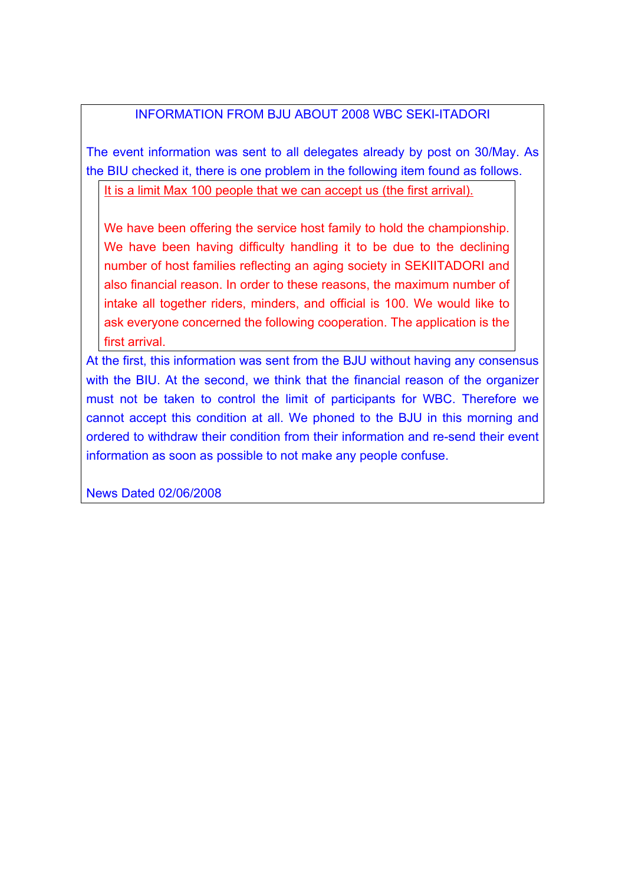## INFORMATION FROM BJU ABOUT 2008 WBC SEKI-ITADORI

The event information was sent to all delegates already by post on 30/May. As the BIU checked it, there is one problem in the following item found as follows.

> It is a limit Max 100 people that we can accept us (the first arrival).
>
> We have been offering the service host family to hold the championship. We have been having difficulty handling it to be due to the declining number of host families reflecting an aging society in SEKIITADORI and also financial reason. In order to these reasons, the maximum number of intake all together riders, minders, and official is 100. We would like to ask everyone concerned the following cooperation. The application is the first arrival.

At the first, this information was sent from the BJU without having any consensus with the BIU. At the second, we think that the financial reason of the organizer must not be taken to control the limit of participants for WBC. Therefore we cannot accept this condition at all. We phoned to the BJU in this morning and ordered to withdraw their condition from their information and re-send their event information as soon as possible to not make any people confuse.

News Dated 02/06/2008